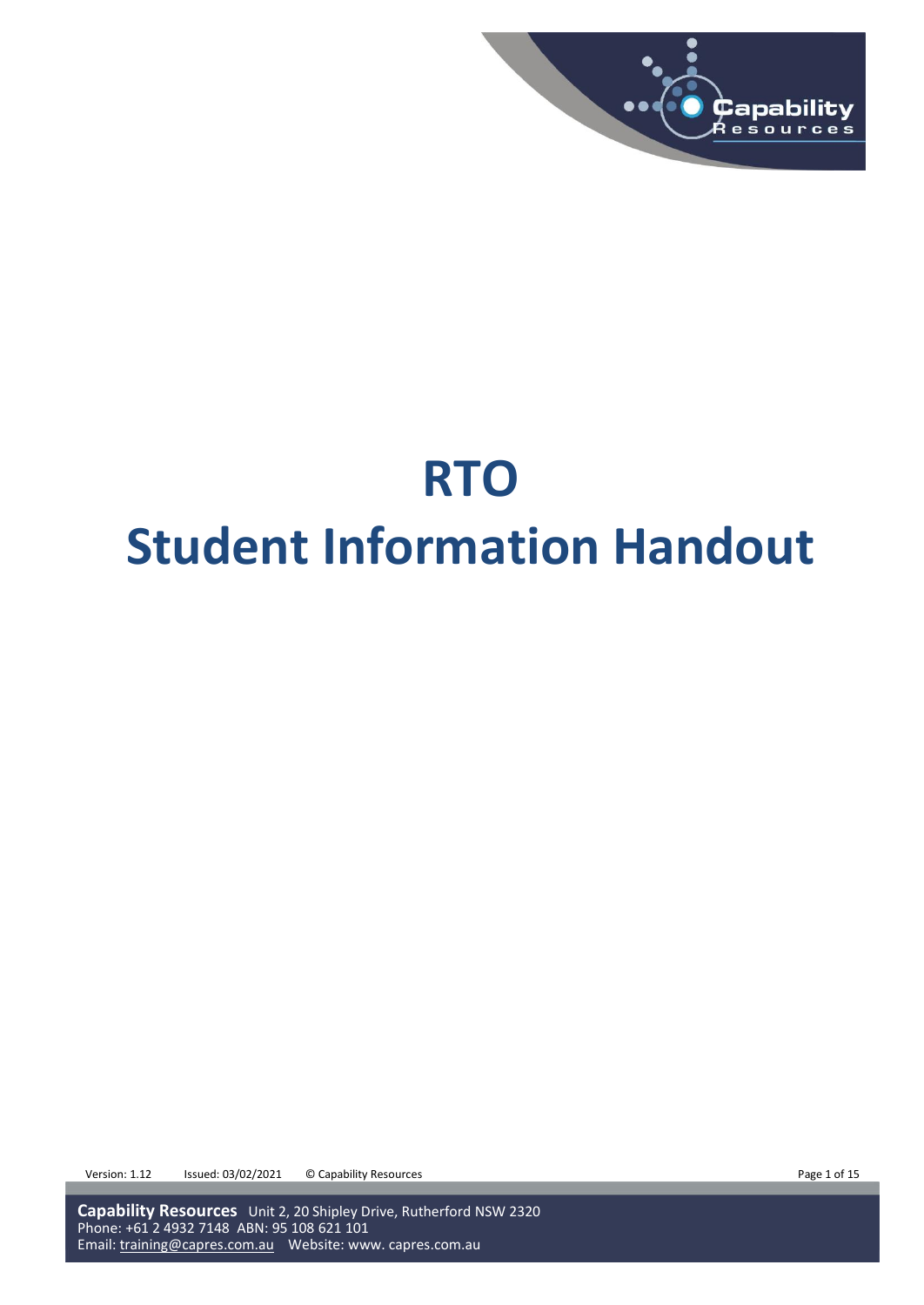# RTO
# Student Information Handout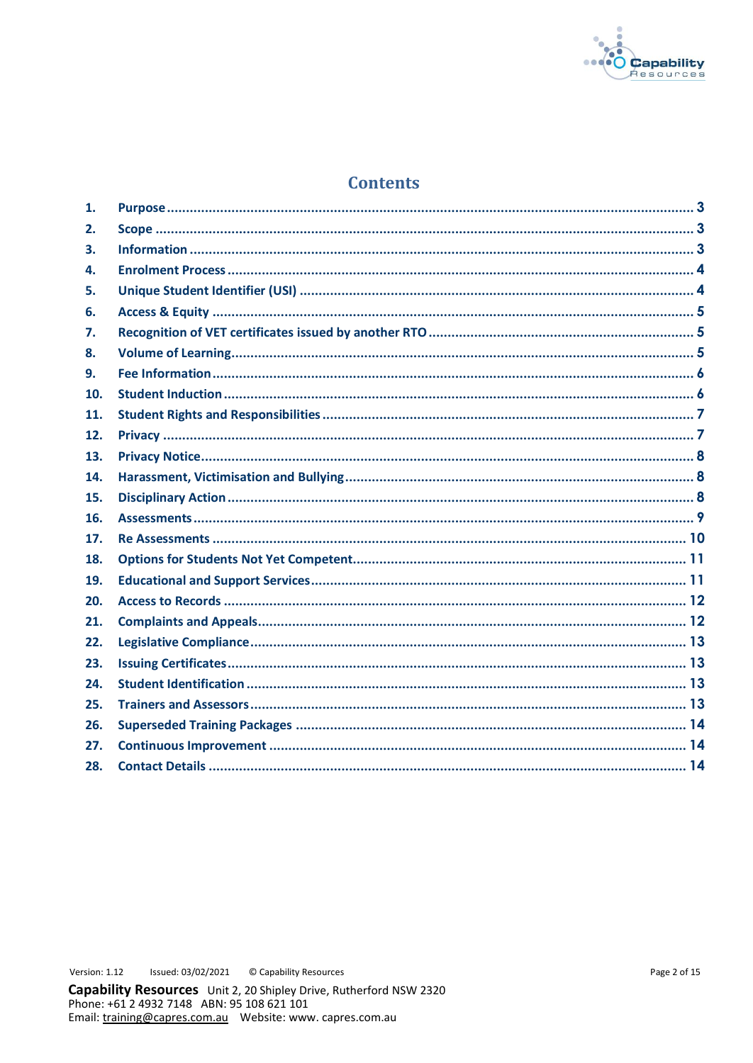# Contents

1. Purpose ........................................ 3
2. Scope ........................................ 3
3. Information ........................................ 3
4. Enrolment Process ........................................ 4
5. Unique Student Identifier (USI) ........................................ 4
6. Access & Equity ........................................ 5
7. Recognition of VET certificates issued by another RTO ........................................ 5
8. Volume of Learning ........................................ 5
9. Fee Information ........................................ 6
10. Student Induction ........................................ 6
11. Student Rights and Responsibilities ........................................ 7
12. Privacy ........................................ 7
13. Privacy Notice ........................................ 8
14. Harassment, Victimisation and Bullying ........................................ 8
15. Disciplinary Action ........................................ 8
16. Assessments ........................................ 9
17. Re Assessments ........................................ 10
18. Options for Students Not Yet Competent ........................................ 11
19. Educational and Support Services ........................................ 11
20. Access to Records ........................................ 12
21. Complaints and Appeals ........................................ 12
22. Legislative Compliance ........................................ 13
23. Issuing Certificates ........................................ 13
24. Student Identification ........................................ 13
25. Trainers and Assessors ........................................ 13
26. Superseded Training Packages ........................................ 14
27. Continuous Improvement ........................................ 14
28. Contact Details ........................................ 14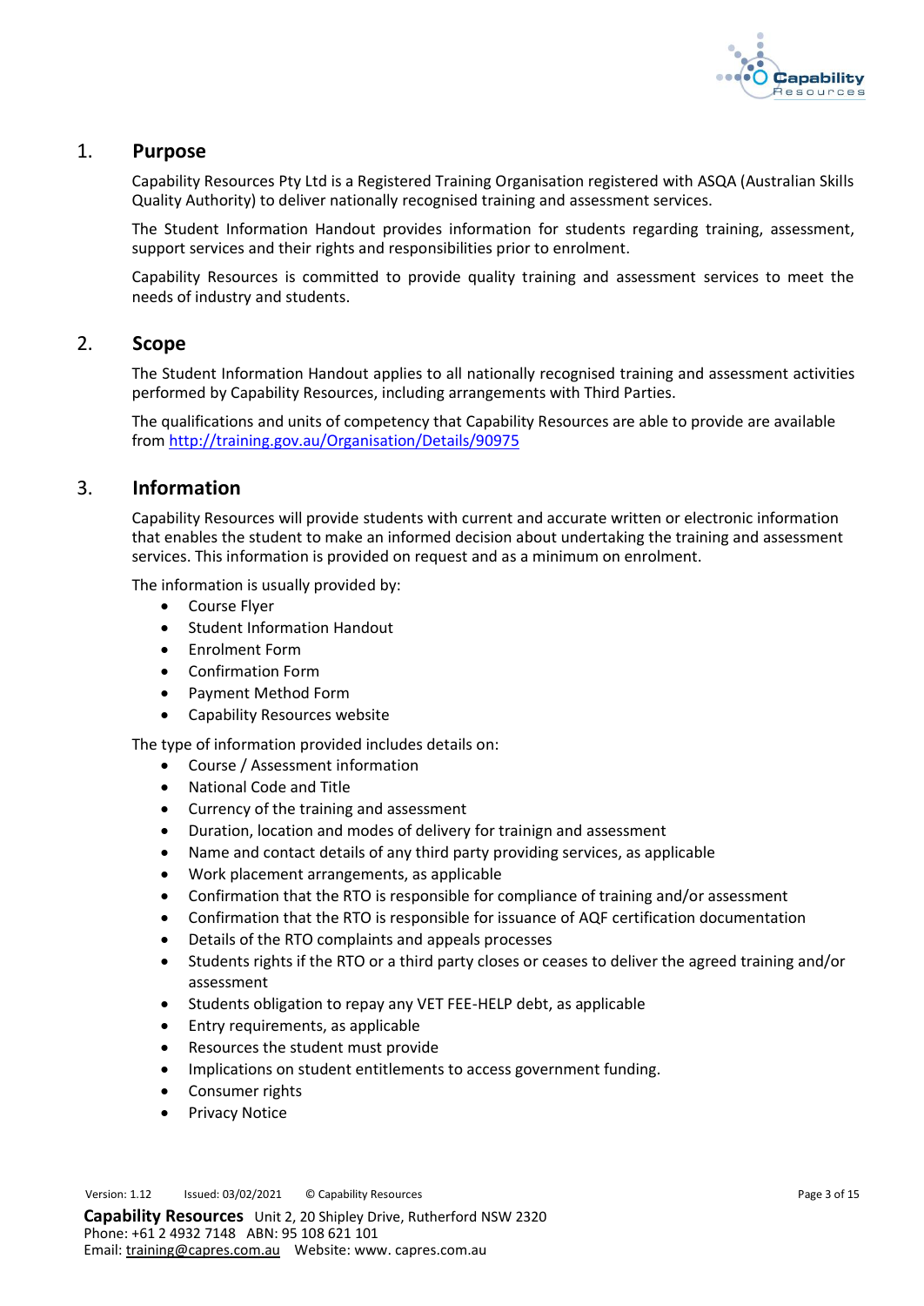## 1. Purpose

Capability Resources Pty Ltd is a Registered Training Organisation registered with ASQA (Australian Skills Quality Authority) to deliver nationally recognised training and assessment services.

The Student Information Handout provides information for students regarding training, assessment, support services and their rights and responsibilities prior to enrolment.

Capability Resources is committed to provide quality training and assessment services to meet the needs of industry and students.

## 2. Scope

The Student Information Handout applies to all nationally recognised training and assessment activities performed by Capability Resources, including arrangements with Third Parties.

The qualifications and units of competency that Capability Resources are able to provide are available from http://training.gov.au/Organisation/Details/90975

## 3. Information

Capability Resources will provide students with current and accurate written or electronic information that enables the student to make an informed decision about undertaking the training and assessment services. This information is provided on request and as a minimum on enrolment.

The information is usually provided by:

- Course Flyer
- Student Information Handout
- Enrolment Form
- Confirmation Form
- Payment Method Form
- Capability Resources website

The type of information provided includes details on:

- Course / Assessment information
- National Code and Title
- Currency of the training and assessment
- Duration, location and modes of delivery for trainign and assessment
- Name and contact details of any third party providing services, as applicable
- Work placement arrangements, as applicable
- Confirmation that the RTO is responsible for compliance of training and/or assessment
- Confirmation that the RTO is responsible for issuance of AQF certification documentation
- Details of the RTO complaints and appeals processes
- Students rights if the RTO or a third party closes or ceases to deliver the agreed training and/or assessment
- Students obligation to repay any VET FEE-HELP debt, as applicable
- Entry requirements, as applicable
- Resources the student must provide
- Implications on student entitlements to access government funding.
- Consumer rights
- Privacy Notice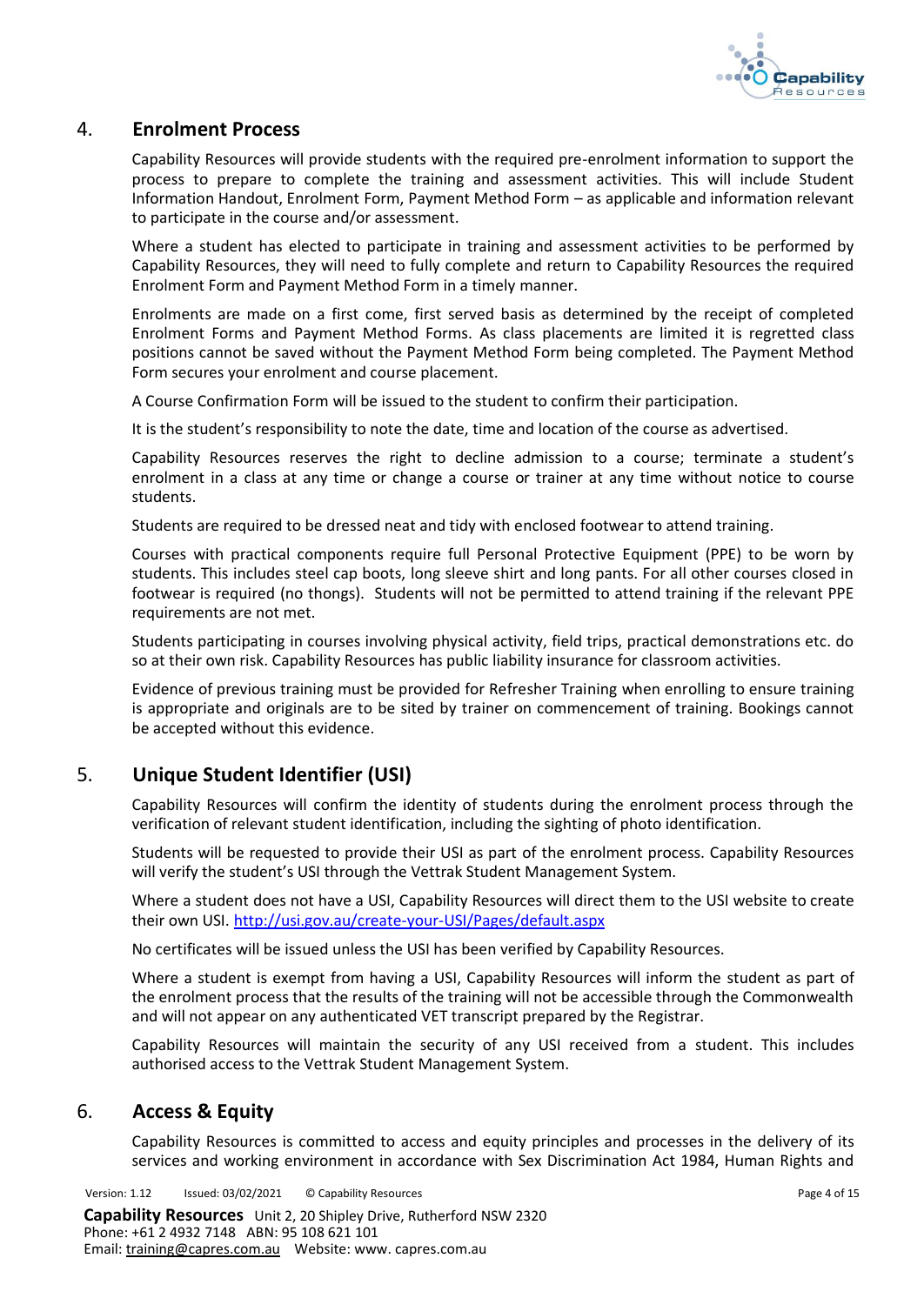## 4. Enrolment Process

Capability Resources will provide students with the required pre-enrolment information to support the process to prepare to complete the training and assessment activities. This will include Student Information Handout, Enrolment Form, Payment Method Form – as applicable and information relevant to participate in the course and/or assessment.

Where a student has elected to participate in training and assessment activities to be performed by Capability Resources, they will need to fully complete and return to Capability Resources the required Enrolment Form and Payment Method Form in a timely manner.

Enrolments are made on a first come, first served basis as determined by the receipt of completed Enrolment Forms and Payment Method Forms. As class placements are limited it is regretted class positions cannot be saved without the Payment Method Form being completed. The Payment Method Form secures your enrolment and course placement.

A Course Confirmation Form will be issued to the student to confirm their participation.

It is the student's responsibility to note the date, time and location of the course as advertised.

Capability Resources reserves the right to decline admission to a course; terminate a student's enrolment in a class at any time or change a course or trainer at any time without notice to course students.

Students are required to be dressed neat and tidy with enclosed footwear to attend training.

Courses with practical components require full Personal Protective Equipment (PPE) to be worn by students. This includes steel cap boots, long sleeve shirt and long pants. For all other courses closed in footwear is required (no thongs). Students will not be permitted to attend training if the relevant PPE requirements are not met.

Students participating in courses involving physical activity, field trips, practical demonstrations etc. do so at their own risk. Capability Resources has public liability insurance for classroom activities.

Evidence of previous training must be provided for Refresher Training when enrolling to ensure training is appropriate and originals are to be sited by trainer on commencement of training. Bookings cannot be accepted without this evidence.

## 5. Unique Student Identifier (USI)

Capability Resources will confirm the identity of students during the enrolment process through the verification of relevant student identification, including the sighting of photo identification.

Students will be requested to provide their USI as part of the enrolment process. Capability Resources will verify the student's USI through the Vettrak Student Management System.

Where a student does not have a USI, Capability Resources will direct them to the USI website to create their own USI. http://usi.gov.au/create-your-USI/Pages/default.aspx

No certificates will be issued unless the USI has been verified by Capability Resources.

Where a student is exempt from having a USI, Capability Resources will inform the student as part of the enrolment process that the results of the training will not be accessible through the Commonwealth and will not appear on any authenticated VET transcript prepared by the Registrar.

Capability Resources will maintain the security of any USI received from a student. This includes authorised access to the Vettrak Student Management System.

## 6. Access & Equity

Capability Resources is committed to access and equity principles and processes in the delivery of its services and working environment in accordance with Sex Discrimination Act 1984, Human Rights and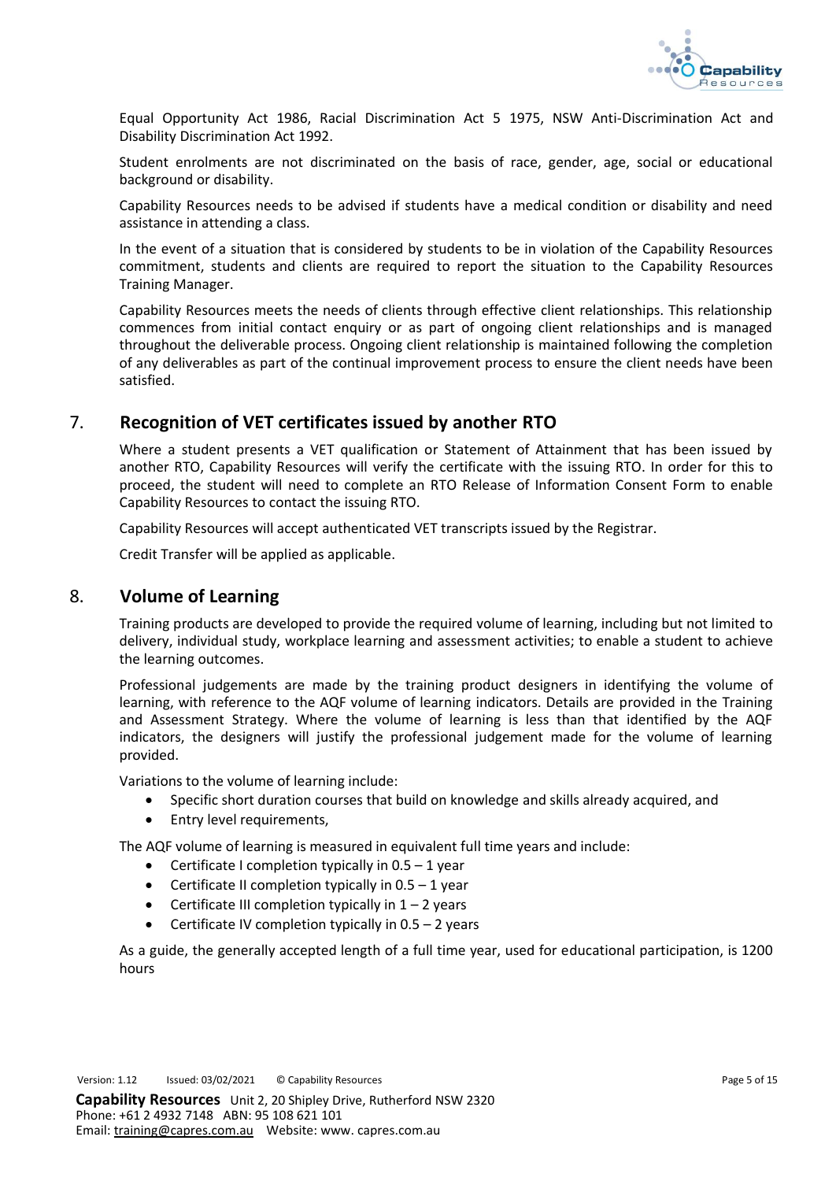Equal Opportunity Act 1986, Racial Discrimination Act 5 1975, NSW Anti-Discrimination Act and Disability Discrimination Act 1992.

Student enrolments are not discriminated on the basis of race, gender, age, social or educational background or disability.

Capability Resources needs to be advised if students have a medical condition or disability and need assistance in attending a class.

In the event of a situation that is considered by students to be in violation of the Capability Resources commitment, students and clients are required to report the situation to the Capability Resources Training Manager.

Capability Resources meets the needs of clients through effective client relationships. This relationship commences from initial contact enquiry or as part of ongoing client relationships and is managed throughout the deliverable process. Ongoing client relationship is maintained following the completion of any deliverables as part of the continual improvement process to ensure the client needs have been satisfied.

## 7. Recognition of VET certificates issued by another RTO

Where a student presents a VET qualification or Statement of Attainment that has been issued by another RTO, Capability Resources will verify the certificate with the issuing RTO. In order for this to proceed, the student will need to complete an RTO Release of Information Consent Form to enable Capability Resources to contact the issuing RTO.

Capability Resources will accept authenticated VET transcripts issued by the Registrar.

Credit Transfer will be applied as applicable.

## 8. Volume of Learning

Training products are developed to provide the required volume of learning, including but not limited to delivery, individual study, workplace learning and assessment activities; to enable a student to achieve the learning outcomes.

Professional judgements are made by the training product designers in identifying the volume of learning, with reference to the AQF volume of learning indicators. Details are provided in the Training and Assessment Strategy. Where the volume of learning is less than that identified by the AQF indicators, the designers will justify the professional judgement made for the volume of learning provided.

Variations to the volume of learning include:

- Specific short duration courses that build on knowledge and skills already acquired, and
- Entry level requirements,

The AQF volume of learning is measured in equivalent full time years and include:

- Certificate I completion typically in 0.5 – 1 year
- Certificate II completion typically in 0.5 – 1 year
- Certificate III completion typically in 1 – 2 years
- Certificate IV completion typically in 0.5 – 2 years

As a guide, the generally accepted length of a full time year, used for educational participation, is 1200 hours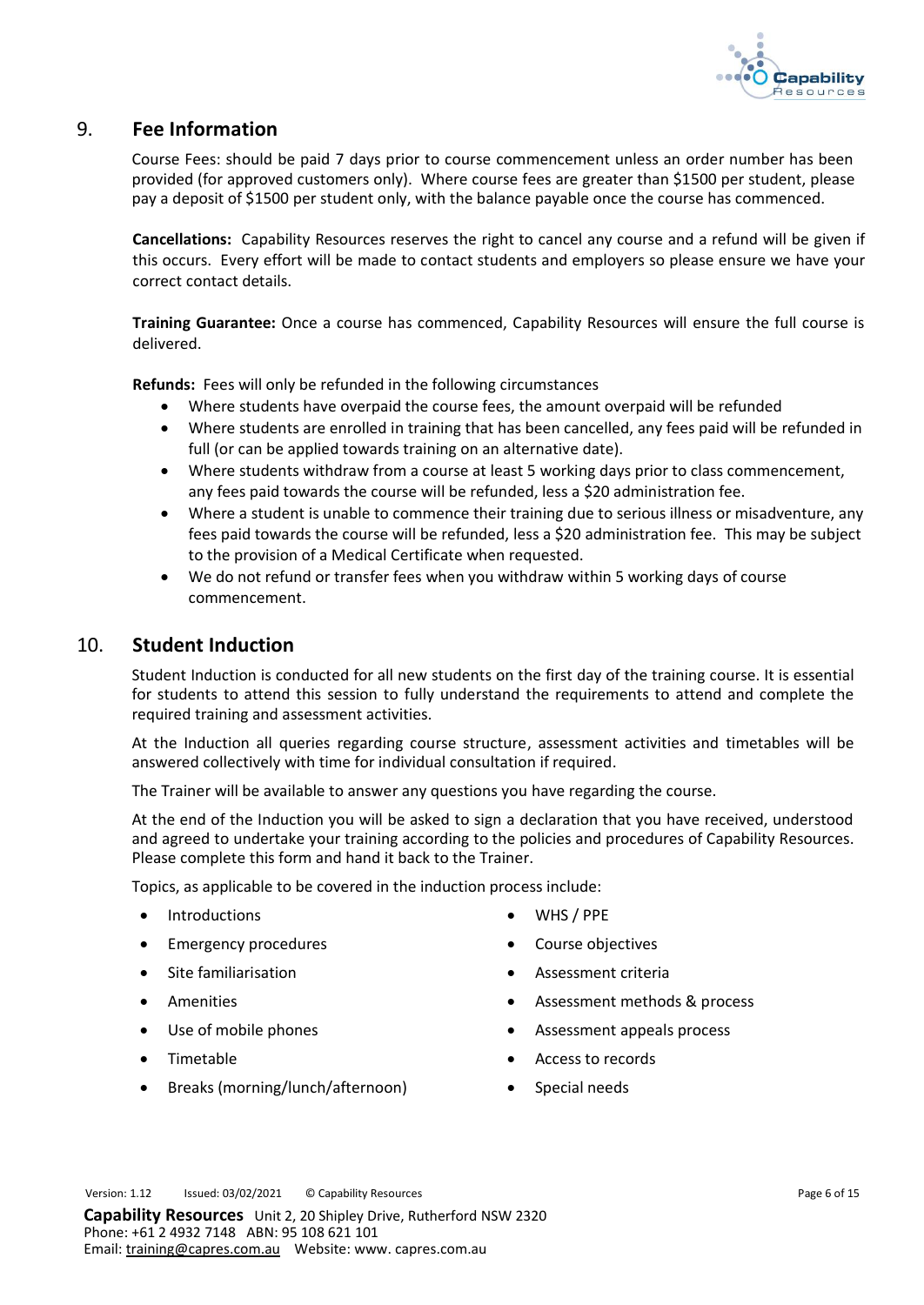## 9. Fee Information

Course Fees: should be paid 7 days prior to course commencement unless an order number has been provided (for approved customers only). Where course fees are greater than $1500 per student, please pay a deposit of $1500 per student only, with the balance payable once the course has commenced.

**Cancellations:** Capability Resources reserves the right to cancel any course and a refund will be given if this occurs. Every effort will be made to contact students and employers so please ensure we have your correct contact details.

**Training Guarantee:** Once a course has commenced, Capability Resources will ensure the full course is delivered.

**Refunds:** Fees will only be refunded in the following circumstances

- Where students have overpaid the course fees, the amount overpaid will be refunded
- Where students are enrolled in training that has been cancelled, any fees paid will be refunded in full (or can be applied towards training on an alternative date).
- Where students withdraw from a course at least 5 working days prior to class commencement, any fees paid towards the course will be refunded, less a $20 administration fee.
- Where a student is unable to commence their training due to serious illness or misadventure, any fees paid towards the course will be refunded, less a $20 administration fee. This may be subject to the provision of a Medical Certificate when requested.
- We do not refund or transfer fees when you withdraw within 5 working days of course commencement.

## 10. Student Induction

Student Induction is conducted for all new students on the first day of the training course. It is essential for students to attend this session to fully understand the requirements to attend and complete the required training and assessment activities.

At the Induction all queries regarding course structure, assessment activities and timetables will be answered collectively with time for individual consultation if required.

The Trainer will be available to answer any questions you have regarding the course.

At the end of the Induction you will be asked to sign a declaration that you have received, understood and agreed to undertake your training according to the policies and procedures of Capability Resources. Please complete this form and hand it back to the Trainer.

Topics, as applicable to be covered in the induction process include:

- Introductions
- Emergency procedures
- Site familiarisation
- Amenities
- Use of mobile phones
- Timetable
- Breaks (morning/lunch/afternoon)
- WHS / PPE
- Course objectives
- Assessment criteria
- Assessment methods & process
- Assessment appeals process
- Access to records
- Special needs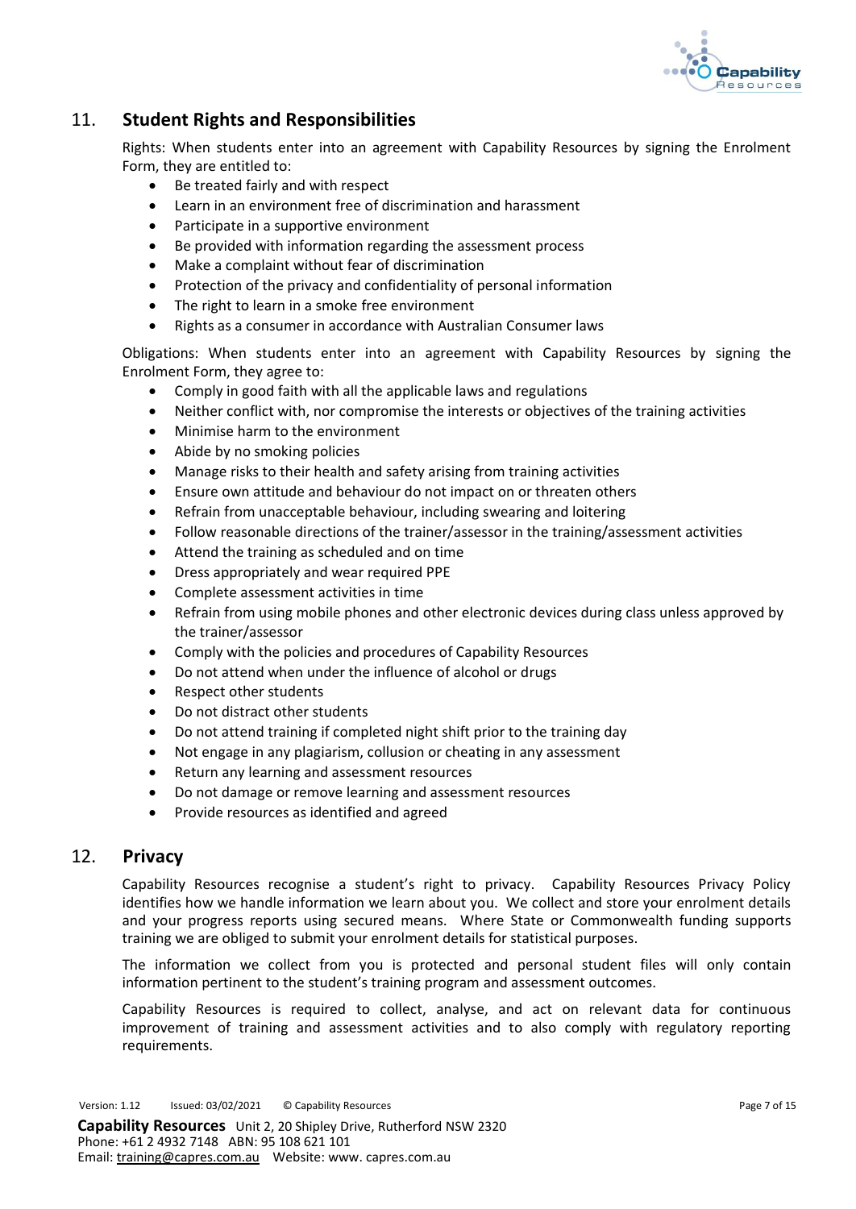## 11. Student Rights and Responsibilities

Rights: When students enter into an agreement with Capability Resources by signing the Enrolment Form, they are entitled to:

- Be treated fairly and with respect
- Learn in an environment free of discrimination and harassment
- Participate in a supportive environment
- Be provided with information regarding the assessment process
- Make a complaint without fear of discrimination
- Protection of the privacy and confidentiality of personal information
- The right to learn in a smoke free environment
- Rights as a consumer in accordance with Australian Consumer laws

Obligations: When students enter into an agreement with Capability Resources by signing the Enrolment Form, they agree to:

- Comply in good faith with all the applicable laws and regulations
- Neither conflict with, nor compromise the interests or objectives of the training activities
- Minimise harm to the environment
- Abide by no smoking policies
- Manage risks to their health and safety arising from training activities
- Ensure own attitude and behaviour do not impact on or threaten others
- Refrain from unacceptable behaviour, including swearing and loitering
- Follow reasonable directions of the trainer/assessor in the training/assessment activities
- Attend the training as scheduled and on time
- Dress appropriately and wear required PPE
- Complete assessment activities in time
- Refrain from using mobile phones and other electronic devices during class unless approved by the trainer/assessor
- Comply with the policies and procedures of Capability Resources
- Do not attend when under the influence of alcohol or drugs
- Respect other students
- Do not distract other students
- Do not attend training if completed night shift prior to the training day
- Not engage in any plagiarism, collusion or cheating in any assessment
- Return any learning and assessment resources
- Do not damage or remove learning and assessment resources
- Provide resources as identified and agreed

## 12. Privacy

Capability Resources recognise a student's right to privacy. Capability Resources Privacy Policy identifies how we handle information we learn about you. We collect and store your enrolment details and your progress reports using secured means. Where State or Commonwealth funding supports training we are obliged to submit your enrolment details for statistical purposes.

The information we collect from you is protected and personal student files will only contain information pertinent to the student's training program and assessment outcomes.

Capability Resources is required to collect, analyse, and act on relevant data for continuous improvement of training and assessment activities and to also comply with regulatory reporting requirements.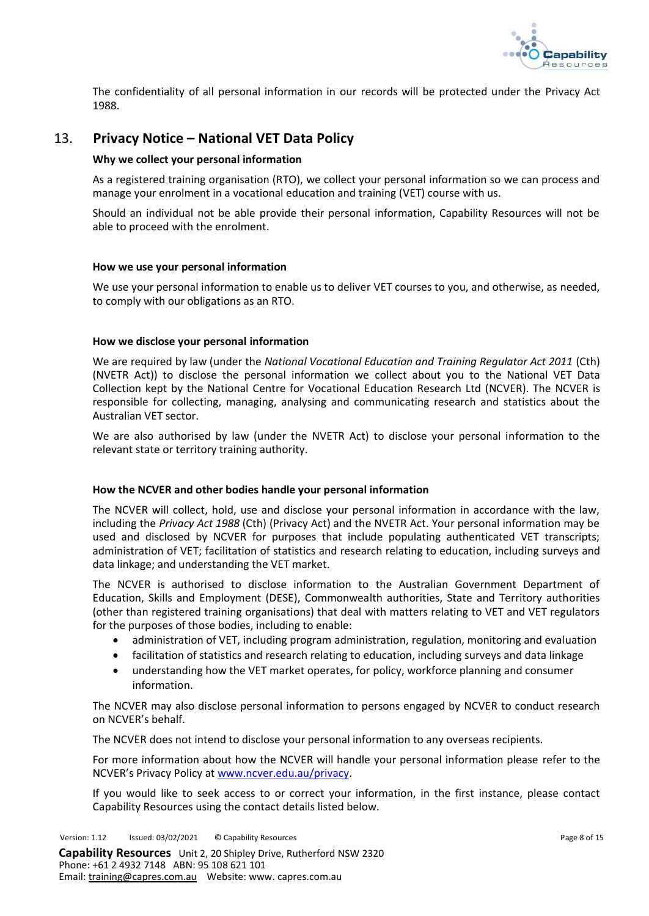The confidentiality of all personal information in our records will be protected under the Privacy Act 1988.

## 13. Privacy Notice – National VET Data Policy

**Why we collect your personal information**

As a registered training organisation (RTO), we collect your personal information so we can process and manage your enrolment in a vocational education and training (VET) course with us.

Should an individual not be able provide their personal information, Capability Resources will not be able to proceed with the enrolment.

**How we use your personal information**

We use your personal information to enable us to deliver VET courses to you, and otherwise, as needed, to comply with our obligations as an RTO.

**How we disclose your personal information**

We are required by law (under the *National Vocational Education and Training Regulator Act 2011* (Cth) (NVETR Act)) to disclose the personal information we collect about you to the National VET Data Collection kept by the National Centre for Vocational Education Research Ltd (NCVER). The NCVER is responsible for collecting, managing, analysing and communicating research and statistics about the Australian VET sector.

We are also authorised by law (under the NVETR Act) to disclose your personal information to the relevant state or territory training authority.

**How the NCVER and other bodies handle your personal information**

The NCVER will collect, hold, use and disclose your personal information in accordance with the law, including the *Privacy Act 1988* (Cth) (Privacy Act) and the NVETR Act. Your personal information may be used and disclosed by NCVER for purposes that include populating authenticated VET transcripts; administration of VET; facilitation of statistics and research relating to education, including surveys and data linkage; and understanding the VET market.

The NCVER is authorised to disclose information to the Australian Government Department of Education, Skills and Employment (DESE), Commonwealth authorities, State and Territory authorities (other than registered training organisations) that deal with matters relating to VET and VET regulators for the purposes of those bodies, including to enable:

- administration of VET, including program administration, regulation, monitoring and evaluation
- facilitation of statistics and research relating to education, including surveys and data linkage
- understanding how the VET market operates, for policy, workforce planning and consumer information.

The NCVER may also disclose personal information to persons engaged by NCVER to conduct research on NCVER's behalf.

The NCVER does not intend to disclose your personal information to any overseas recipients.

For more information about how the NCVER will handle your personal information please refer to the NCVER's Privacy Policy at www.ncver.edu.au/privacy.

If you would like to seek access to or correct your information, in the first instance, please contact Capability Resources using the contact details listed below.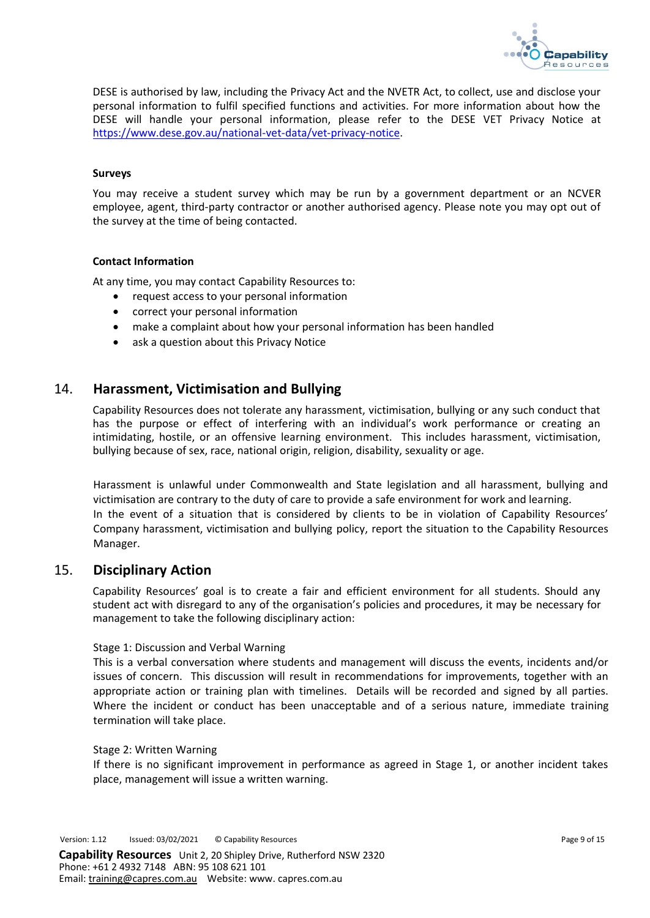DESE is authorised by law, including the Privacy Act and the NVETR Act, to collect, use and disclose your personal information to fulfil specified functions and activities. For more information about how the DESE will handle your personal information, please refer to the DESE VET Privacy Notice at https://www.dese.gov.au/national-vet-data/vet-privacy-notice.

**Surveys**

You may receive a student survey which may be run by a government department or an NCVER employee, agent, third-party contractor or another authorised agency. Please note you may opt out of the survey at the time of being contacted.

**Contact Information**

At any time, you may contact Capability Resources to:

- request access to your personal information
- correct your personal information
- make a complaint about how your personal information has been handled
- ask a question about this Privacy Notice

## 14. Harassment, Victimisation and Bullying

Capability Resources does not tolerate any harassment, victimisation, bullying or any such conduct that has the purpose or effect of interfering with an individual's work performance or creating an intimidating, hostile, or an offensive learning environment. This includes harassment, victimisation, bullying because of sex, race, national origin, religion, disability, sexuality or age.

Harassment is unlawful under Commonwealth and State legislation and all harassment, bullying and victimisation are contrary to the duty of care to provide a safe environment for work and learning.
In the event of a situation that is considered by clients to be in violation of Capability Resources' Company harassment, victimisation and bullying policy, report the situation to the Capability Resources Manager.

## 15. Disciplinary Action

Capability Resources' goal is to create a fair and efficient environment for all students. Should any student act with disregard to any of the organisation's policies and procedures, it may be necessary for management to take the following disciplinary action:

Stage 1: Discussion and Verbal Warning
This is a verbal conversation where students and management will discuss the events, incidents and/or issues of concern. This discussion will result in recommendations for improvements, together with an appropriate action or training plan with timelines. Details will be recorded and signed by all parties. Where the incident or conduct has been unacceptable and of a serious nature, immediate training termination will take place.

Stage 2: Written Warning
If there is no significant improvement in performance as agreed in Stage 1, or another incident takes place, management will issue a written warning.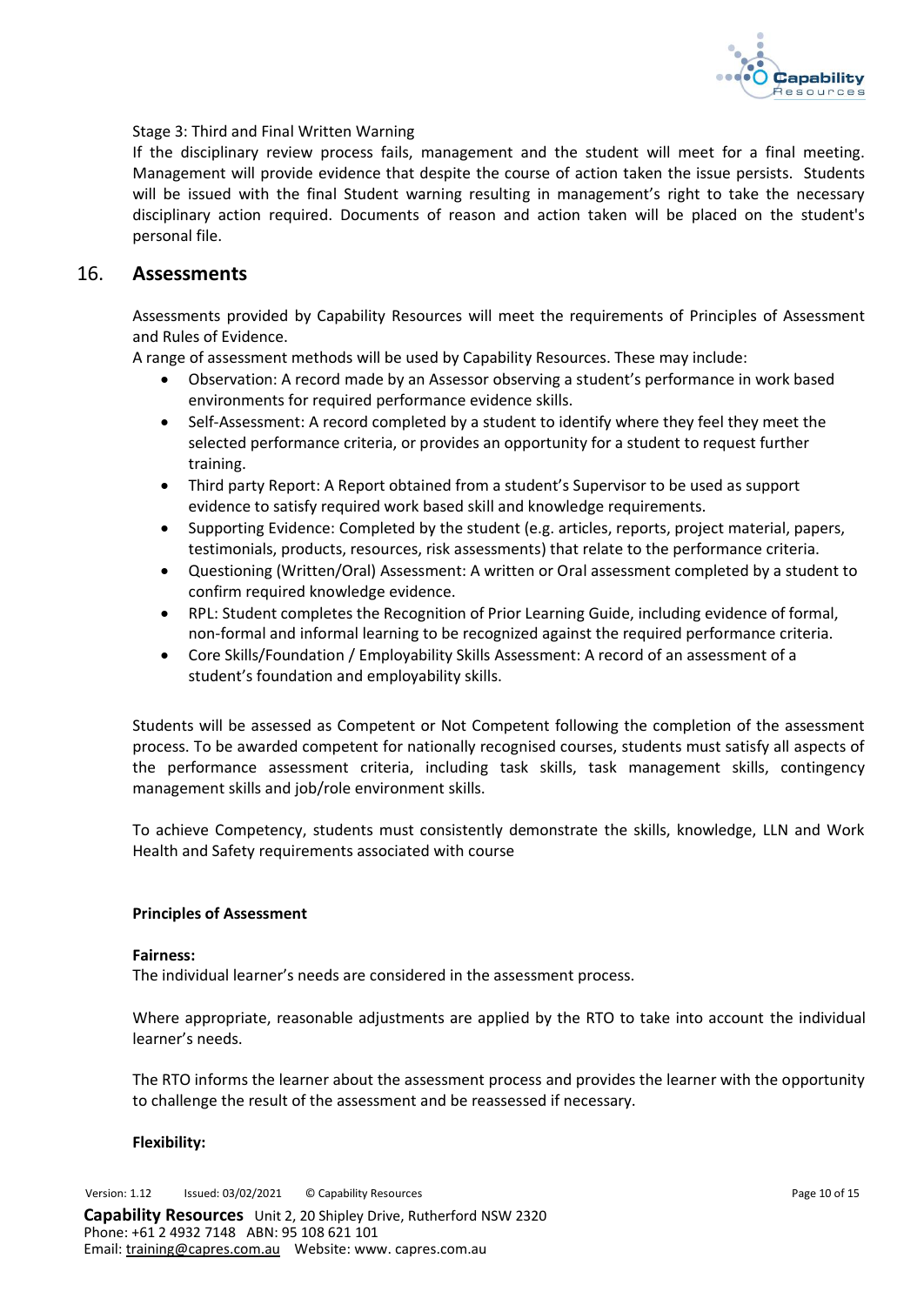Stage 3: Third and Final Written Warning

If the disciplinary review process fails, management and the student will meet for a final meeting. Management will provide evidence that despite the course of action taken the issue persists. Students will be issued with the final Student warning resulting in management's right to take the necessary disciplinary action required. Documents of reason and action taken will be placed on the student's personal file.

## 16. Assessments

Assessments provided by Capability Resources will meet the requirements of Principles of Assessment and Rules of Evidence.

A range of assessment methods will be used by Capability Resources. These may include:

- Observation: A record made by an Assessor observing a student's performance in work based environments for required performance evidence skills.
- Self-Assessment: A record completed by a student to identify where they feel they meet the selected performance criteria, or provides an opportunity for a student to request further training.
- Third party Report: A Report obtained from a student's Supervisor to be used as support evidence to satisfy required work based skill and knowledge requirements.
- Supporting Evidence: Completed by the student (e.g. articles, reports, project material, papers, testimonials, products, resources, risk assessments) that relate to the performance criteria.
- Questioning (Written/Oral) Assessment: A written or Oral assessment completed by a student to confirm required knowledge evidence.
- RPL: Student completes the Recognition of Prior Learning Guide, including evidence of formal, non-formal and informal learning to be recognized against the required performance criteria.
- Core Skills/Foundation / Employability Skills Assessment: A record of an assessment of a student's foundation and employability skills.

Students will be assessed as Competent or Not Competent following the completion of the assessment process. To be awarded competent for nationally recognised courses, students must satisfy all aspects of the performance assessment criteria, including task skills, task management skills, contingency management skills and job/role environment skills.

To achieve Competency, students must consistently demonstrate the skills, knowledge, LLN and Work Health and Safety requirements associated with course

**Principles of Assessment**

**Fairness:**

The individual learner's needs are considered in the assessment process.

Where appropriate, reasonable adjustments are applied by the RTO to take into account the individual learner's needs.

The RTO informs the learner about the assessment process and provides the learner with the opportunity to challenge the result of the assessment and be reassessed if necessary.

**Flexibility:**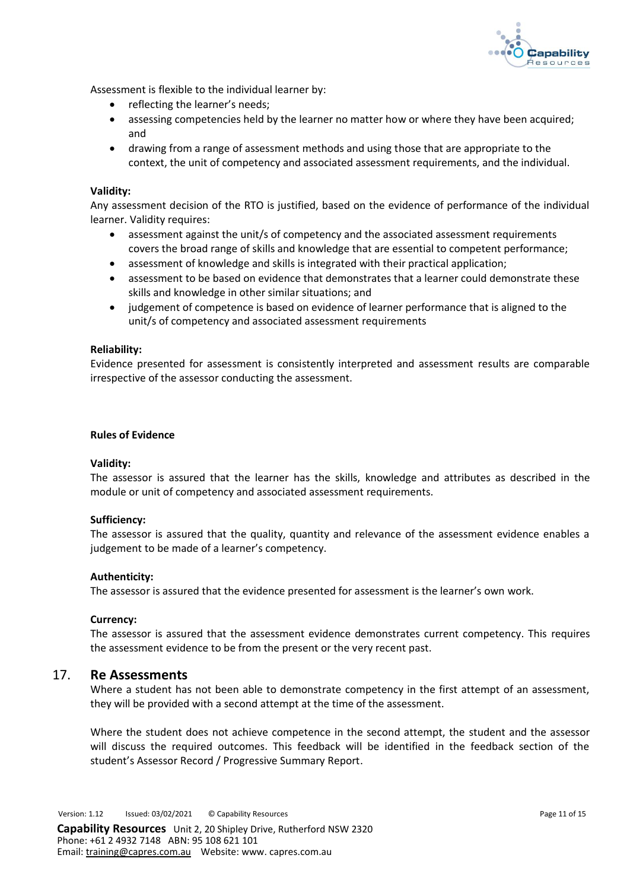Assessment is flexible to the individual learner by:

- reflecting the learner's needs;
- assessing competencies held by the learner no matter how or where they have been acquired; and
- drawing from a range of assessment methods and using those that are appropriate to the context, the unit of competency and associated assessment requirements, and the individual.

**Validity:**
Any assessment decision of the RTO is justified, based on the evidence of performance of the individual learner. Validity requires:

- assessment against the unit/s of competency and the associated assessment requirements covers the broad range of skills and knowledge that are essential to competent performance;
- assessment of knowledge and skills is integrated with their practical application;
- assessment to be based on evidence that demonstrates that a learner could demonstrate these skills and knowledge in other similar situations; and
- judgement of competence is based on evidence of learner performance that is aligned to the unit/s of competency and associated assessment requirements

**Reliability:**
Evidence presented for assessment is consistently interpreted and assessment results are comparable irrespective of the assessor conducting the assessment.

**Rules of Evidence**

**Validity:**
The assessor is assured that the learner has the skills, knowledge and attributes as described in the module or unit of competency and associated assessment requirements.

**Sufficiency:**
The assessor is assured that the quality, quantity and relevance of the assessment evidence enables a judgement to be made of a learner's competency.

**Authenticity:**
The assessor is assured that the evidence presented for assessment is the learner's own work.

**Currency:**
The assessor is assured that the assessment evidence demonstrates current competency. This requires the assessment evidence to be from the present or the very recent past.

## 17. Re Assessments

Where a student has not been able to demonstrate competency in the first attempt of an assessment, they will be provided with a second attempt at the time of the assessment.

Where the student does not achieve competence in the second attempt, the student and the assessor will discuss the required outcomes. This feedback will be identified in the feedback section of the student's Assessor Record / Progressive Summary Report.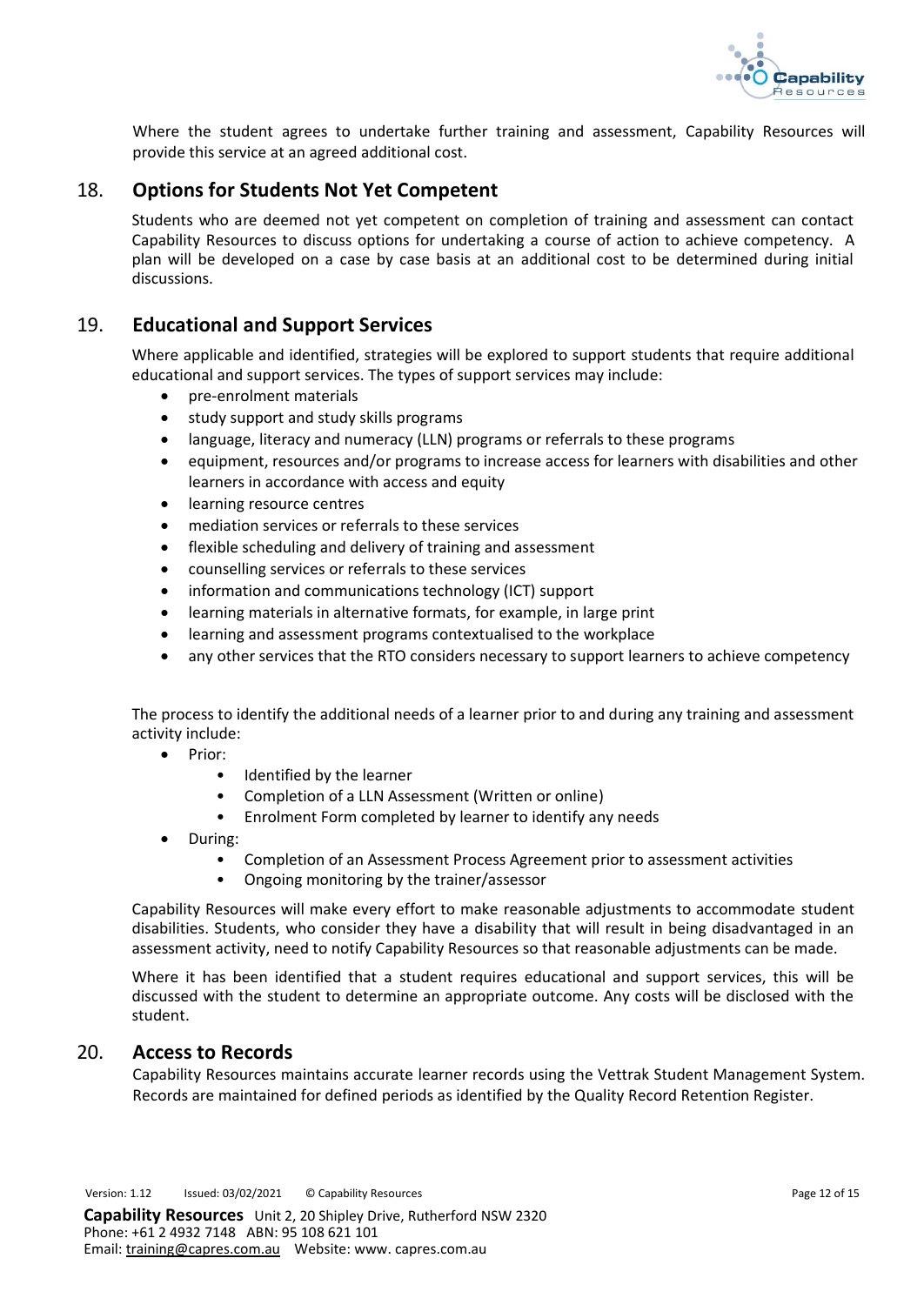Where the student agrees to undertake further training and assessment, Capability Resources will provide this service at an agreed additional cost.

## 18. Options for Students Not Yet Competent

Students who are deemed not yet competent on completion of training and assessment can contact Capability Resources to discuss options for undertaking a course of action to achieve competency. A plan will be developed on a case by case basis at an additional cost to be determined during initial discussions.

## 19. Educational and Support Services

Where applicable and identified, strategies will be explored to support students that require additional educational and support services. The types of support services may include:

- pre-enrolment materials
- study support and study skills programs
- language, literacy and numeracy (LLN) programs or referrals to these programs
- equipment, resources and/or programs to increase access for learners with disabilities and other learners in accordance with access and equity
- learning resource centres
- mediation services or referrals to these services
- flexible scheduling and delivery of training and assessment
- counselling services or referrals to these services
- information and communications technology (ICT) support
- learning materials in alternative formats, for example, in large print
- learning and assessment programs contextualised to the workplace
- any other services that the RTO considers necessary to support learners to achieve competency

The process to identify the additional needs of a learner prior to and during any training and assessment activity include:

- Prior:
  - Identified by the learner
  - Completion of a LLN Assessment (Written or online)
  - Enrolment Form completed by learner to identify any needs
- During:
  - Completion of an Assessment Process Agreement prior to assessment activities
  - Ongoing monitoring by the trainer/assessor

Capability Resources will make every effort to make reasonable adjustments to accommodate student disabilities. Students, who consider they have a disability that will result in being disadvantaged in an assessment activity, need to notify Capability Resources so that reasonable adjustments can be made.

Where it has been identified that a student requires educational and support services, this will be discussed with the student to determine an appropriate outcome. Any costs will be disclosed with the student.

## 20. Access to Records

Capability Resources maintains accurate learner records using the Vettrak Student Management System. Records are maintained for defined periods as identified by the Quality Record Retention Register.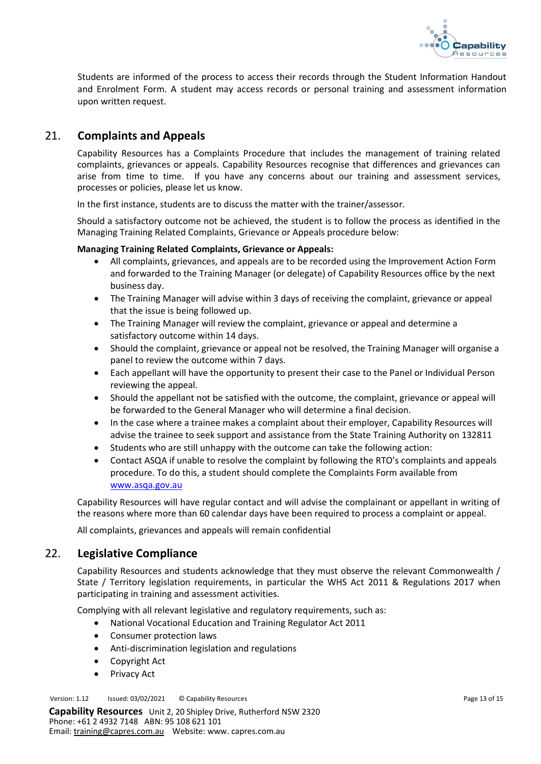Students are informed of the process to access their records through the Student Information Handout and Enrolment Form. A student may access records or personal training and assessment information upon written request.

## 21. Complaints and Appeals

Capability Resources has a Complaints Procedure that includes the management of training related complaints, grievances or appeals. Capability Resources recognise that differences and grievances can arise from time to time. If you have any concerns about our training and assessment services, processes or policies, please let us know.

In the first instance, students are to discuss the matter with the trainer/assessor.

Should a satisfactory outcome not be achieved, the student is to follow the process as identified in the Managing Training Related Complaints, Grievance or Appeals procedure below:

**Managing Training Related Complaints, Grievance or Appeals:**

- All complaints, grievances, and appeals are to be recorded using the Improvement Action Form and forwarded to the Training Manager (or delegate) of Capability Resources office by the next business day.
- The Training Manager will advise within 3 days of receiving the complaint, grievance or appeal that the issue is being followed up.
- The Training Manager will review the complaint, grievance or appeal and determine a satisfactory outcome within 14 days.
- Should the complaint, grievance or appeal not be resolved, the Training Manager will organise a panel to review the outcome within 7 days.
- Each appellant will have the opportunity to present their case to the Panel or Individual Person reviewing the appeal.
- Should the appellant not be satisfied with the outcome, the complaint, grievance or appeal will be forwarded to the General Manager who will determine a final decision.
- In the case where a trainee makes a complaint about their employer, Capability Resources will advise the trainee to seek support and assistance from the State Training Authority on 132811
- Students who are still unhappy with the outcome can take the following action:
- Contact ASQA if unable to resolve the complaint by following the RTO's complaints and appeals procedure. To do this, a student should complete the Complaints Form available from www.asqa.gov.au

Capability Resources will have regular contact and will advise the complainant or appellant in writing of the reasons where more than 60 calendar days have been required to process a complaint or appeal.

All complaints, grievances and appeals will remain confidential

## 22. Legislative Compliance

Capability Resources and students acknowledge that they must observe the relevant Commonwealth / State / Territory legislation requirements, in particular the WHS Act 2011 & Regulations 2017 when participating in training and assessment activities.

Complying with all relevant legislative and regulatory requirements, such as:

- National Vocational Education and Training Regulator Act 2011
- Consumer protection laws
- Anti-discrimination legislation and regulations
- Copyright Act
- Privacy Act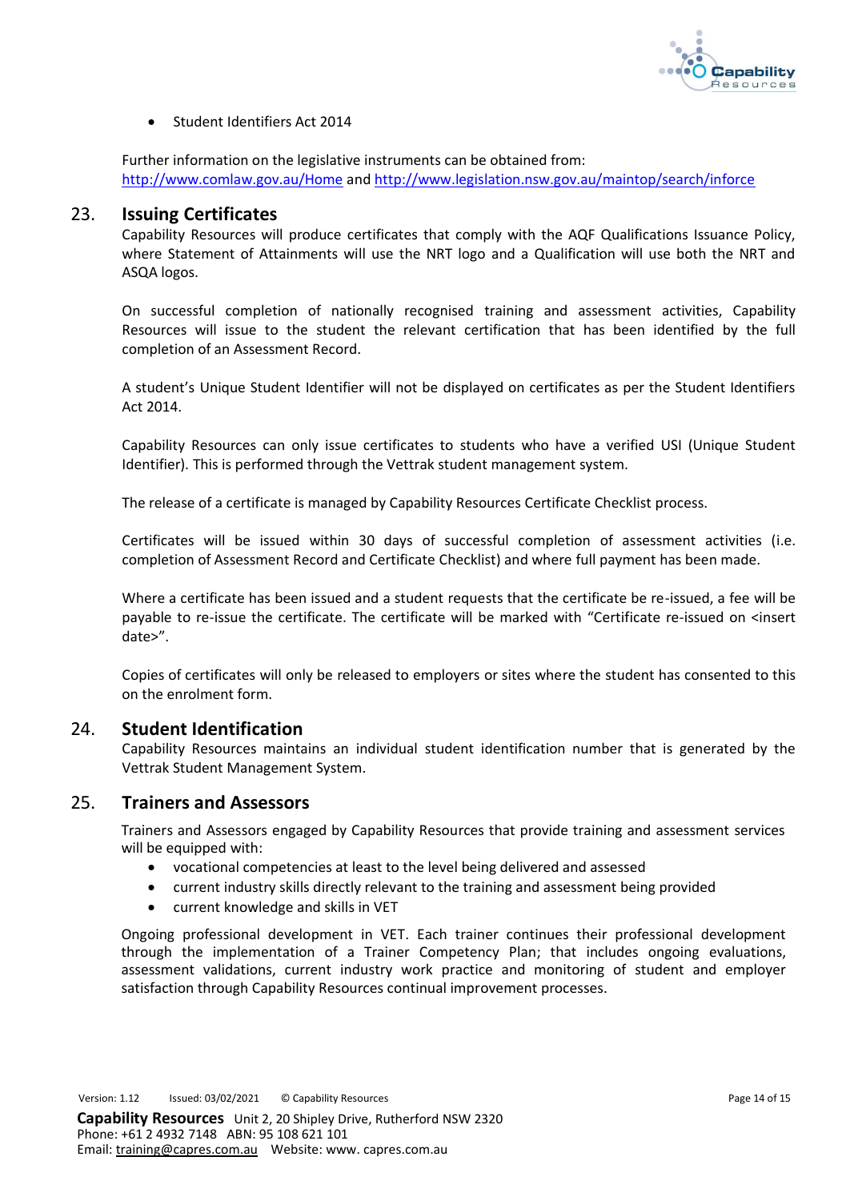- Student Identifiers Act 2014

Further information on the legislative instruments can be obtained from: http://www.comlaw.gov.au/Home and http://www.legislation.nsw.gov.au/maintop/search/inforce

## 23. Issuing Certificates

Capability Resources will produce certificates that comply with the AQF Qualifications Issuance Policy, where Statement of Attainments will use the NRT logo and a Qualification will use both the NRT and ASQA logos.

On successful completion of nationally recognised training and assessment activities, Capability Resources will issue to the student the relevant certification that has been identified by the full completion of an Assessment Record.

A student's Unique Student Identifier will not be displayed on certificates as per the Student Identifiers Act 2014.

Capability Resources can only issue certificates to students who have a verified USI (Unique Student Identifier). This is performed through the Vettrak student management system.

The release of a certificate is managed by Capability Resources Certificate Checklist process.

Certificates will be issued within 30 days of successful completion of assessment activities (i.e. completion of Assessment Record and Certificate Checklist) and where full payment has been made.

Where a certificate has been issued and a student requests that the certificate be re-issued, a fee will be payable to re-issue the certificate. The certificate will be marked with "Certificate re-issued on <insert date>".

Copies of certificates will only be released to employers or sites where the student has consented to this on the enrolment form.

## 24. Student Identification

Capability Resources maintains an individual student identification number that is generated by the Vettrak Student Management System.

## 25. Trainers and Assessors

Trainers and Assessors engaged by Capability Resources that provide training and assessment services will be equipped with:

- vocational competencies at least to the level being delivered and assessed
- current industry skills directly relevant to the training and assessment being provided
- current knowledge and skills in VET

Ongoing professional development in VET. Each trainer continues their professional development through the implementation of a Trainer Competency Plan; that includes ongoing evaluations, assessment validations, current industry work practice and monitoring of student and employer satisfaction through Capability Resources continual improvement processes.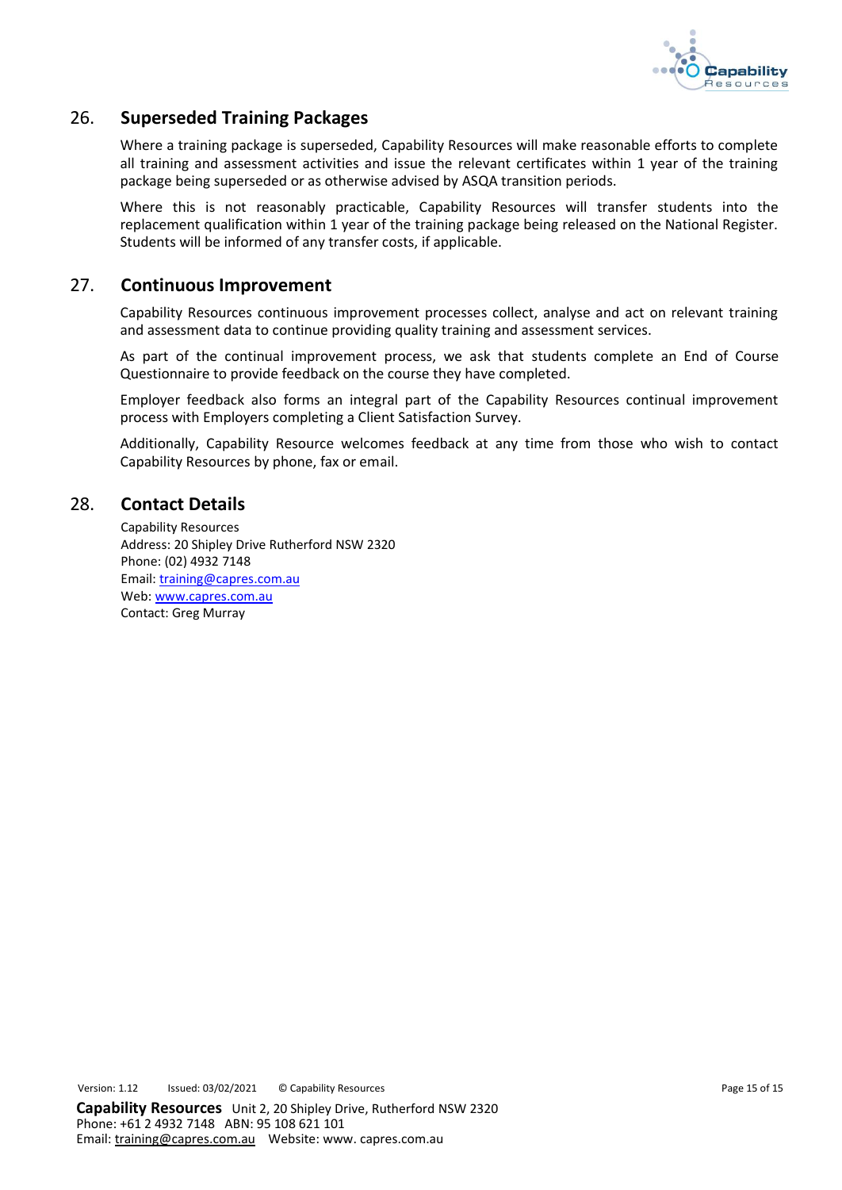## 26. Superseded Training Packages

Where a training package is superseded, Capability Resources will make reasonable efforts to complete all training and assessment activities and issue the relevant certificates within 1 year of the training package being superseded or as otherwise advised by ASQA transition periods.

Where this is not reasonably practicable, Capability Resources will transfer students into the replacement qualification within 1 year of the training package being released on the National Register. Students will be informed of any transfer costs, if applicable.

## 27. Continuous Improvement

Capability Resources continuous improvement processes collect, analyse and act on relevant training and assessment data to continue providing quality training and assessment services.

As part of the continual improvement process, we ask that students complete an End of Course Questionnaire to provide feedback on the course they have completed.

Employer feedback also forms an integral part of the Capability Resources continual improvement process with Employers completing a Client Satisfaction Survey.

Additionally, Capability Resource welcomes feedback at any time from those who wish to contact Capability Resources by phone, fax or email.

## 28. Contact Details

Capability Resources
Address: 20 Shipley Drive Rutherford NSW 2320
Phone: (02) 4932 7148
Email: training@capres.com.au
Web: www.capres.com.au
Contact: Greg Murray